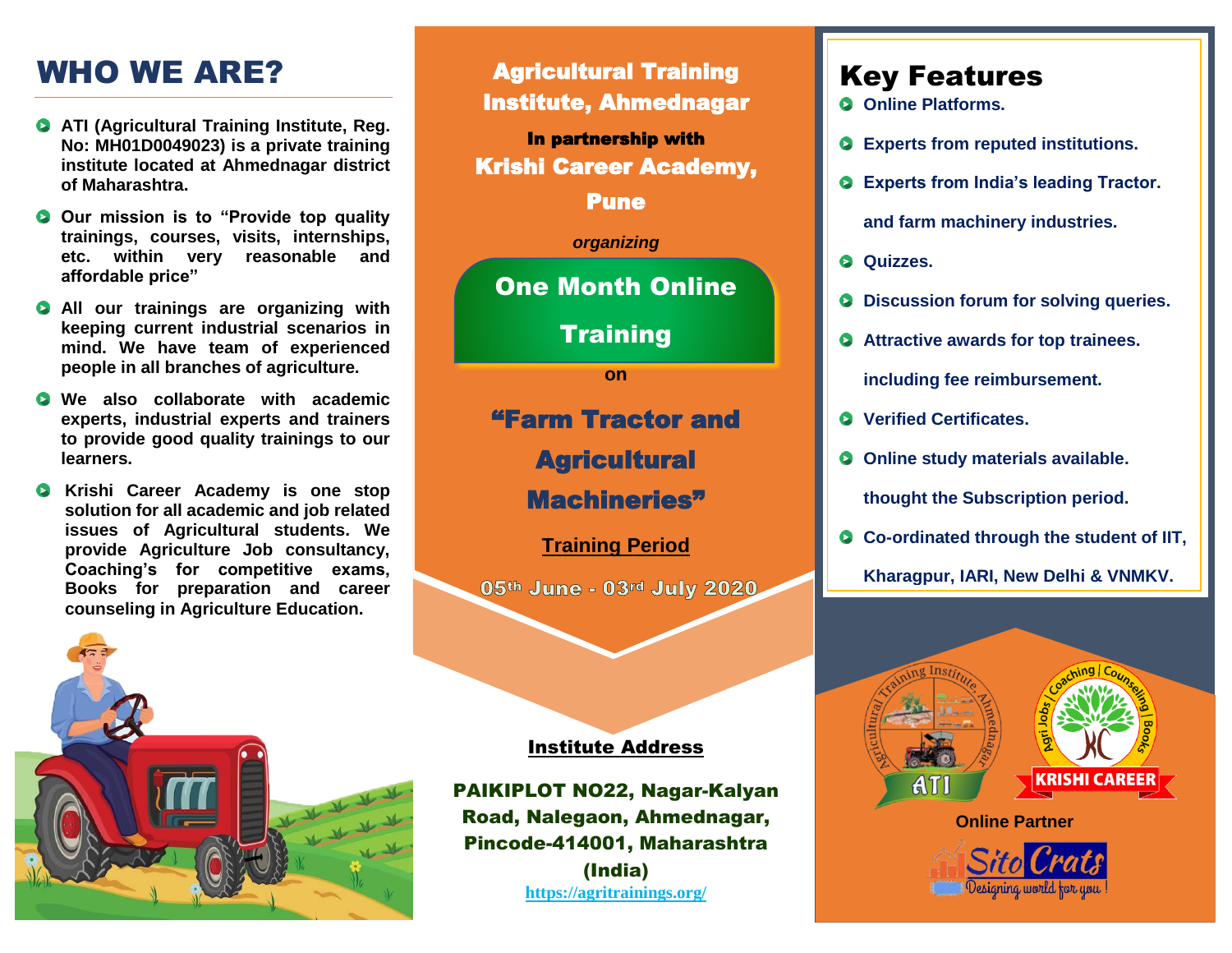# WHO WE ARE?

- **ATI (Agricultural Training Institute, Reg. No: MH01D0049023) is a private training institute located at Ahmednagar district of Maharashtra.**
- **Our mission is to "Provide top quality trainings, courses, visits, internships, etc. within very reasonable and affordable price"**
- **All our trainings are organizing with keeping current industrial scenarios in mind. We have team of experienced people in all branches of agriculture.**
- **We also collaborate with academic experts, industrial experts and trainers to provide good quality trainings to our learners.**
- **Krishi Career Academy is one stop solution for all academic and job related issues of Agricultural students. We provide Agriculture Job consultancy, Coaching's for competitive exams, Books for preparation and career counseling in Agriculture Education.**

## Agricultural Training Institute, Ahmednagar

**In partnership with**

**Krishi Career Academy, Pune**

*organizing*

## One Month Online Training

**on**

## "Farm Tractor and Agricultural Machineries"

**Training Period**

**05th June - 03rd July 2020**

**Institute Address**

**PAIKIPLOT NO22, Nagar-Kalyan Road, Nalegaon, Ahmednagar, Pincode-414001, Maharashtra (India)**

https://agritrainings.org/

# Key Features

- **Online Platforms.**
- **Experts from reputed institutions.**
- **Experts from India's leading Tractor. and farm machinery industries.**
- **Quizzes.**
- **Discussion forum for solving queries.**
- **Attractive awards for top trainees. including fee reimbursement.**
- **Verified Certificates.**
- **Online study materials available. thought the Subscription period.**
- **Co-ordinated through the student of IIT, Kharagpur, IARI, New Delhi & VNMKV.**

Agricultural Training Institute Ahmednagar — ATI

Agri Jobs | Coaching | Counseling | Books — KRISHI CAREER

**Online Partner**

SitoCrats — Designing world for you !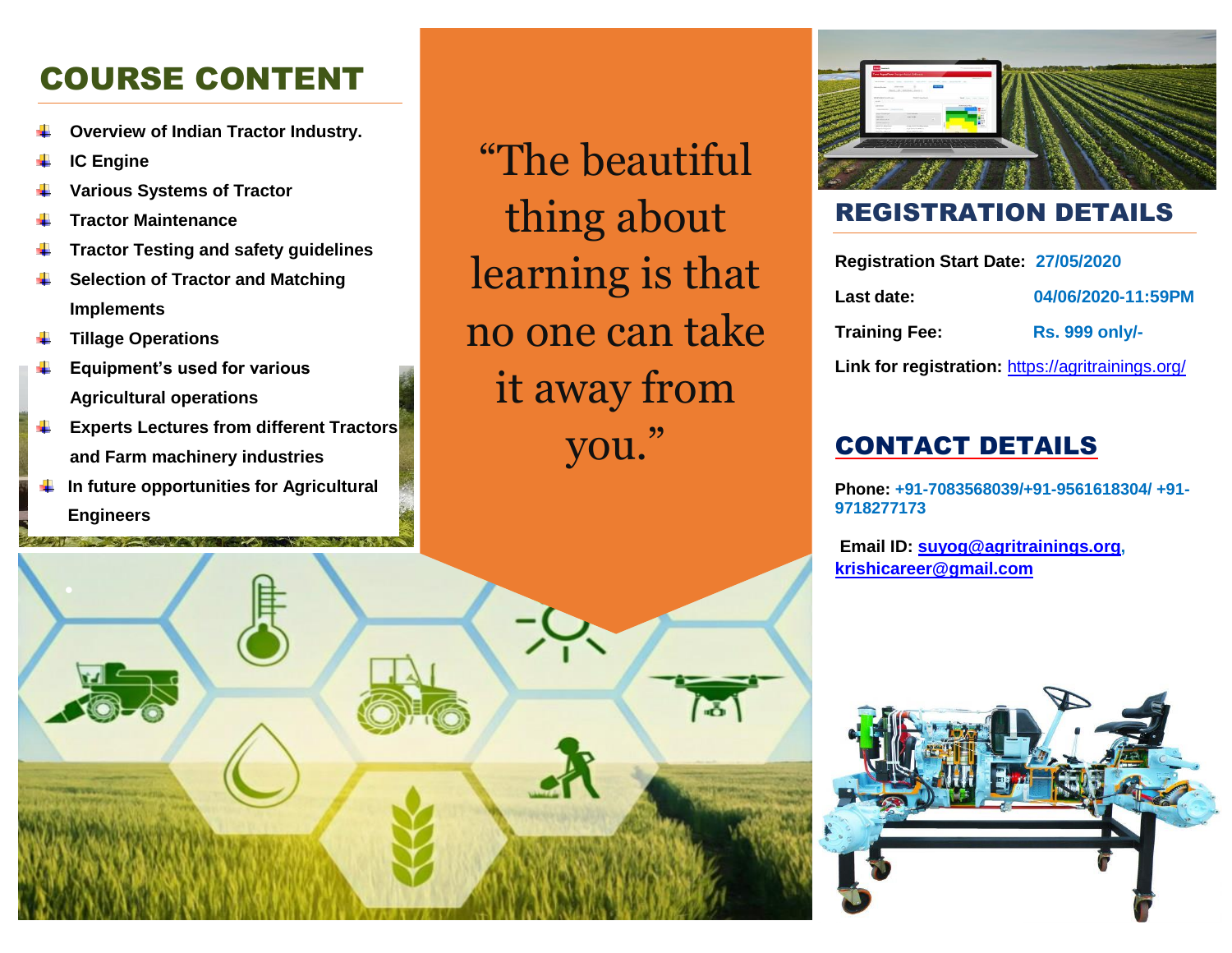## COURSE CONTENT

- Overview of Indian Tractor Industry.
- IC Engine
- Various Systems of Tractor
- Tractor Maintenance
- Tractor Testing and safety guidelines
- Selection of Tractor and Matching Implements
- Tillage Operations
- Equipment's used for various Agricultural operations
- Experts Lectures from different Tractors and Farm machinery industries
- In future opportunities for Agricultural Engineers

"The beautiful thing about learning is that no one can take it away from you."

## REGISTRATION DETAILS

**Registration Start Date:** **27/05/2020**

**Last date:** **04/06/2020-11:59PM**

**Training Fee:** **Rs. 999 only/-**

**Link for registration:** https://agritrainings.org/

## CONTACT DETAILS

**Phone:** **+91-7083568039/+91-9561618304/ +91-9718277173**

**Email ID:** **suyog@agritrainings.org, krishicareer@gmail.com**